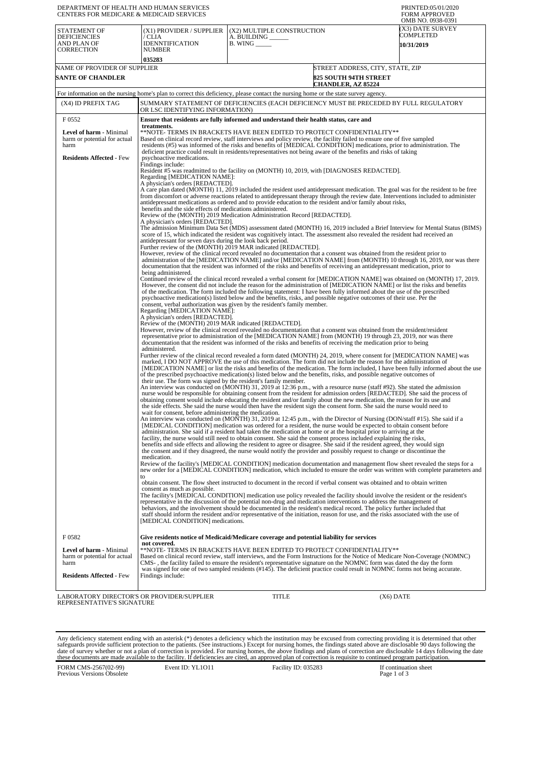DEPARTMENT OF HEALTH AND HUMAN SERVICES
CENTERS FOR MEDICARE & MEDICAID SERVICES

PRINTED:05/01/2020
FORM APPROVED
OMB NO. 0938-0391

| STATEMENT OF DEFICIENCIES AND PLAN OF CORRECTION | (X1) PROVIDER / SUPPLIER / CLIA IDENNTIFICATION NUMBER | (X2) MULTIPLE CONSTRUCTION | (X3) DATE SURVEY COMPLETED |
|---|---|---|---|
| | 035283 | A. BUILDING ______ B. WING _____ | 10/31/2019 |

| NAME OF PROVIDER OF SUPPLIER | STREET ADDRESS, CITY, STATE, ZIP |
|---|---|
| SANTE OF CHANDLER | 825 SOUTH 94TH STREET CHANDLER, AZ 85224 |

For information on the nursing home's plan to correct this deficiency, please contact the nursing home or the state survey agency.

| (X4) ID PREFIX TAG | SUMMARY STATEMENT OF DEFICIENCIES (EACH DEFICIENCY MUST BE PRECEDED BY FULL REGULATORY OR LSC IDENTIFYING INFORMATION) |
|---|---|
| F 0552<br><br>**Level of harm** - Minimal harm or potential for actual harm<br><br>**Residents Affected** - Few | **Ensure that residents are fully informed and understand their health status, care and treatments.**<br>**NOTE- TERMS IN BRACKETS HAVE BEEN EDITED TO PROTECT CONFIDENTIALITY**<br>Based on clinical record review, staff interviews and policy review, the facility failed to ensure one of five sampled residents (#5) was informed of the risks and benefits of [MEDICAL CONDITION] medications, prior to administration. The deficient practice could result in residents/representatives not being aware of the benefits and risks of taking psychoactive medications.<br>Findings include:<br>Resident #5 was readmitted to the facility on (MONTH) 10, 2019, with [DIAGNOSES REDACTED].<br>Regarding [MEDICATION NAME]:<br>A physician's orders [REDACTED].<br>A care plan dated (MONTH) 11, 2019 included the resident used antidepressant medication. The goal was for the resident to be free from discomfort or adverse reactions related to antidepressant therapy through the review date. Interventions included to administer antidepressant medications as ordered and to provide education to the resident and/or family about risks, benefits and the side effects of medications administered.<br>Review of the (MONTH) 2019 Medication Administration Record [REDACTED].<br>A physician's orders [REDACTED].<br>The admission Minimum Data Set (MDS) assessment dated (MONTH) 16, 2019 included a Brief Interview for Mental Status (BIMS) score of 15, which indicated the resident was cognitively intact. The assessment also revealed the resident had received an antidepressant for seven days during the look back period.<br>Further review of the (MONTH) 2019 MAR indicated [REDACTED].<br>However, review of the clinical record revealed no documentation that a consent was obtained from the resident prior to administration of the [MEDICATION NAME] and/or [MEDICATION NAME] from (MONTH) 10 through 16, 2019, nor was there documentation that the resident was informed of the risks and benefits of receiving an antidepressant medication, prior to being administered.<br>Continued review of the clinical record revealed a verbal consent for [MEDICATION NAME] was obtained on (MONTH) 17, 2019. However, the consent did not include the reason for the administration of [MEDICATION NAME] or list the risks and benefits of the medication. The form included the following statement: I have been fully informed about the use of the prescribed psychoactive medication(s) listed below and the benefits, risks, and possible negative outcomes of their use. Per the consent, verbal authorization was given by the resident's family member.<br>Regarding [MEDICATION NAME]:<br>A physician's orders [REDACTED].<br>Review of the (MONTH) 2019 MAR indicated [REDACTED].<br>However, review of the clinical record revealed no documentation that a consent was obtained from the resident/resident representative prior to administration of the [MEDICATION NAME] from (MONTH) 19 through 23, 2019, nor was there documentation that the resident was informed of the risks and benefits of receiving the medication prior to being administered.<br>Further review of the clinical record revealed a form dated (MONTH) 24, 2019, where consent for [MEDICATION NAME] was marked, I DO NOT APPROVE the use of this medication. The form did not include the reason for the administration of [MEDICATION NAME] or list the risks and benefits of the medication. The form included, I have been fully informed about the use of the prescribed psychoactive medication(s) listed below and the benefits, risks, and possible negative outcomes of their use. The form was signed by the resident's family member.<br>An interview was conducted on (MONTH) 31, 2019 at 12:36 p.m., with a resource nurse (staff #92). She stated the admission nurse would be responsible for obtaining consent from the resident for admission orders [REDACTED]. She said the process of obtaining consent would include educating the resident and/or family about the new medication, the reason for its use and the side effects. She said the nurse would then have the resident sign the consent form. She said the nurse would need to wait for consent, before administering the medication.<br>An interview was conducted on (MONTH) 31, 2019 at 12:45 p.m., with the Director of Nursing (DON/staff #15). She said if a [MEDICAL CONDITION] medication was ordered for a resident, the nurse would be expected to obtain consent before administration. She said if a resident had taken the medication at home or at the hospital prior to arriving at the facility, the nurse would still need to obtain consent. She said the consent process included explaining the risks, benefits and side effects and allowing the resident to agree or disagree. She said if the resident agreed, they would sign the consent and if they disagreed, the nurse would notify the provider and possibly request to change or discontinue the medication.<br>Review of the facility's [MEDICAL CONDITION] medication documentation and management flow sheet revealed the steps for a new order for a [MEDICAL CONDITION] medication, which included to ensure the order was written with complete parameters and to<br>obtain consent. The flow sheet instructed to document in the record if verbal consent was obtained and to obtain written consent as much as possible.<br>The facility's [MEDICAL CONDITION] medication use policy revealed the facility should involve the resident or the resident's representative in the discussion of the potential non-drug and medication interventions to address the management of behaviors, and the involvement should be documented in the resident's medical record. The policy further included that staff should inform the resident and/or representative of the initiation, reason for use, and the risks associated with the use of [MEDICAL CONDITION] medications. |
| F 0582<br><br>**Level of harm** - Minimal harm or potential for actual harm<br><br>**Residents Affected** - Few | **Give residents notice of Medicaid/Medicare coverage and potential liability for services not covered.**<br>**NOTE- TERMS IN BRACKETS HAVE BEEN EDITED TO PROTECT CONFIDENTIALITY**<br>Based on clinical record review, staff interviews, and the Form Instructions for the Notice of Medicare Non-Coverage (NOMNC) CMS- , the facility failed to ensure the resident's representative signature on the NOMNC form was dated the day the form was signed for one of two sampled residents (#145). The deficient practice could result in NOMNC forms not being accurate.<br>Findings include: |

LABORATORY DIRECTOR'S OR PROVIDER/SUPPLIER REPRESENTATIVE'S SIGNATURE | TITLE | (X6) DATE

Any deficiency statement ending with an asterisk (*) denotes a deficiency which the institution may be excused from correcting providing it is determined that other safeguards provide sufficient protection to the patients. (See instructions.) Except for nursing homes, the findings stated above are disclosable 90 days following the date of survey whether or not a plan of correction is provided. For nursing homes, the above findings and plans of correction are disclosable 14 days following the date these documents are made available to the facility. If deficiencies are cited, an approved plan of correction is requisite to continued program participation.

FORM CMS-2567(02-99) Previous Versions Obsolete | Event ID: YL1O11 | Facility ID: 035283 | If continuation sheet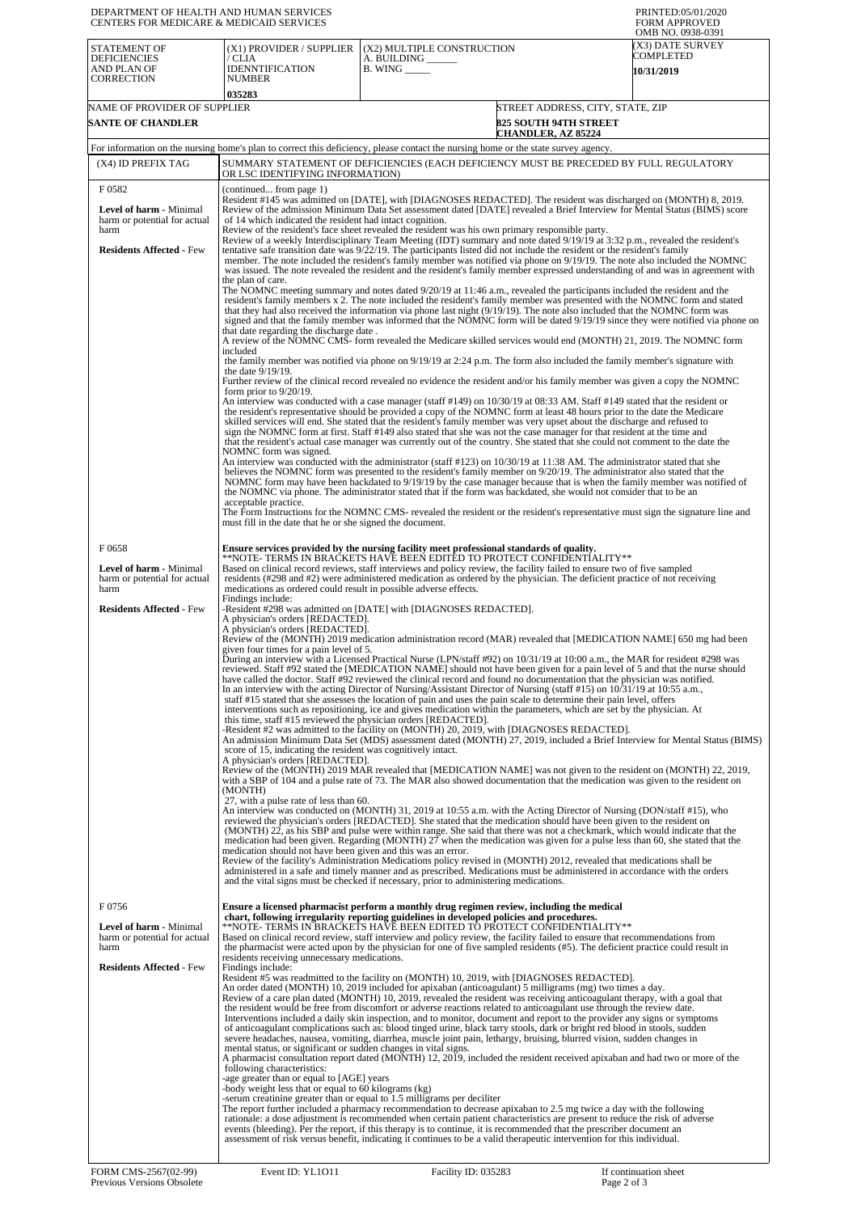DEPARTMENT OF HEALTH AND HUMAN SERVICES
CENTERS FOR MEDICARE & MEDICAID SERVICES

PRINTED:05/01/2020
FORM APPROVED
OMB NO. 0938-0391

| STATEMENT OF DEFICIENCIES AND PLAN OF CORRECTION | (X1) PROVIDER / SUPPLIER / CLIA IDENNTIFICATION NUMBER | (X2) MULTIPLE CONSTRUCTION A. BUILDING ______ B. WING _____ | (X3) DATE SURVEY COMPLETED |
|---|---|---|---|
| | 035283 | | 10/31/2019 |

| NAME OF PROVIDER OF SUPPLIER | STREET ADDRESS, CITY, STATE, ZIP |
|---|---|
| SANTE OF CHANDLER | 825 SOUTH 94TH STREET CHANDLER, AZ 85224 |

For information on the nursing home's plan to correct this deficiency, please contact the nursing home or the state survey agency.

| (X4) ID PREFIX TAG | SUMMARY STATEMENT OF DEFICIENCIES (EACH DEFICIENCY MUST BE PRECEDED BY FULL REGULATORY OR LSC IDENTIFYING INFORMATION) |
|---|---|
| F 0582 **Level of harm** - Minimal harm or potential for actual harm **Residents Affected** - Few | (continued... from page 1) Resident #145 was admitted on [DATE], with [DIAGNOSES REDACTED]. The resident was discharged on (MONTH) 8, 2019. Review of the admission Minimum Data Set assessment dated [DATE] revealed a Brief Interview for Mental Status (BIMS) score of 14 which indicated the resident had intact cognition. Review of the resident's face sheet revealed the resident was his own primary responsible party. Review of a weekly Interdisciplinary Team Meeting (IDT) summary and note dated 9/19/19 at 3:32 p.m., revealed the resident's tentative safe transition date was 9/22/19. The participants listed did not include the resident or the resident's family member. The note included the resident's family member was notified via phone on 9/19/19. The note also included the NOMNC was issued. The note revealed the resident and the resident's family member expressed understanding of and was in agreement with the plan of care. The NOMNC meeting summary and notes dated 9/20/19 at 11:46 a.m., revealed the participants included the resident and the resident's family members x 2. The note included the resident's family member was presented with the NOMNC form and stated that they had also received the information via phone last night (9/19/19). The note also included that the NOMNC form was signed and that the family member was informed that the NOMNC form will be dated 9/19/19 since they were notified via phone on that date regarding the discharge date . A review of the NOMNC CMS- form revealed the Medicare skilled services would end (MONTH) 21, 2019. The NOMNC form included the family member was notified via phone on 9/19/19 at 2:24 p.m. The form also included the family member's signature with the date 9/19/19. Further review of the clinical record revealed no evidence the resident and/or his family member was given a copy the NOMNC form prior to 9/20/19. An interview was conducted with a case manager (staff #149) on 10/30/19 at 08:33 AM. Staff #149 stated that the resident or the resident's representative should be provided a copy of the NOMNC form at least 48 hours prior to the date the Medicare skilled services will end. She stated that the resident's family member was very upset about the discharge and refused to sign the NOMNC form at first. Staff #149 also stated that she was not the case manager for that resident at the time and that the resident's actual case manager was currently out of the country. She stated that she could not comment to the date the NOMNC form was signed. An interview was conducted with the administrator (staff #123) on 10/30/19 at 11:38 AM. The administrator stated that she believes the NOMNC form was presented to the resident's family member on 9/20/19. The administrator also stated that the NOMNC form may have been backdated to 9/19/19 by the case manager because that is when the family member was notified of the NOMNC via phone. The administrator stated that if the form was backdated, she would not consider that to be an acceptable practice. The Form Instructions for the NOMNC CMS- revealed the resident or the resident's representative must sign the signature line and must fill in the date that he or she signed the document. |
| F 0658 **Level of harm** - Minimal harm or potential for actual harm **Residents Affected** - Few | **Ensure services provided by the nursing facility meet professional standards of quality.** **NOTE- TERMS IN BRACKETS HAVE BEEN EDITED TO PROTECT CONFIDENTIALITY** Based on clinical record reviews, staff interviews and policy review, the facility failed to ensure two of five sampled residents (#298 and #2) were administered medication as ordered by the physician. The deficient practice of not receiving medications as ordered could result in possible adverse effects. Findings include: -Resident #298 was admitted on [DATE] with [DIAGNOSES REDACTED]. A physician's orders [REDACTED]. A physician's orders [REDACTED]. Review of the (MONTH) 2019 medication administration record (MAR) revealed that [MEDICATION NAME] 650 mg had been given four times for a pain level of 5. During an interview with a Licensed Practical Nurse (LPN/staff #92) on 10/31/19 at 10:00 a.m., the MAR for resident #298 was reviewed. Staff #92 stated the [MEDICATION NAME] should not have been given for a pain level of 5 and that the nurse should have called the doctor. Staff #92 reviewed the clinical record and found no documentation that the physician was notified. In an interview with the acting Director of Nursing/Assistant Director of Nursing (staff #15) on 10/31/19 at 10:55 a.m., staff #15 stated that she assesses the location of pain and uses the pain scale to determine their pain level, offers interventions such as repositioning, ice and gives medication within the parameters, which are set by the physician. At this time, staff #15 reviewed the physician orders [REDACTED]. -Resident #2 was admitted to the facility on (MONTH) 20, 2019, with [DIAGNOSES REDACTED]. An admission Minimum Data Set (MDS) assessment dated (MONTH) 27, 2019, included a Brief Interview for Mental Status (BIMS) score of 15, indicating the resident was cognitively intact. A physician's orders [REDACTED]. Review of the (MONTH) 2019 MAR revealed that [MEDICATION NAME] was not given to the resident on (MONTH) 22, 2019, with a SBP of 104 and a pulse rate of 73. The MAR also showed documentation that the medication was given to the resident on (MONTH) 27, with a pulse rate of less than 60. An interview was conducted on (MONTH) 31, 2019 at 10:55 a.m. with the Acting Director of Nursing (DON/staff #15), who reviewed the physician's orders [REDACTED]. She stated that the medication should have been given to the resident on (MONTH) 22, as his SBP and pulse were within range. She said that there was not a checkmark, which would indicate that the medication had been given. Regarding (MONTH) 27 when the medication was given for a pulse less than 60, she stated that the medication should not have been given and this was an error. Review of the facility's Administration Medications policy revised in (MONTH) 2012, revealed that medications shall be administered in a safe and timely manner and as prescribed. Medications must be administered in accordance with the orders and the vital signs must be checked if necessary, prior to administering medications. |
| F 0756 **Level of harm** - Minimal harm or potential for actual harm **Residents Affected** - Few | **Ensure a licensed pharmacist perform a monthly drug regimen review, including the medical chart, following irregularity reporting guidelines in developed policies and procedures.** **NOTE- TERMS IN BRACKETS HAVE BEEN EDITED TO PROTECT CONFIDENTIALITY** Based on clinical record review, staff interview and policy review, the facility failed to ensure that recommendations from the pharmacist were acted upon by the physician for one of five sampled residents (#5). The deficient practice could result in residents receiving unnecessary medications. Findings include: Resident #5 was readmitted to the facility on (MONTH) 10, 2019, with [DIAGNOSES REDACTED]. An order dated (MONTH) 10, 2019 included for apixaban (anticoagulant) 5 milligrams (mg) two times a day. Review of a care plan dated (MONTH) 10, 2019, revealed the resident was receiving anticoagulant therapy, with a goal that the resident would be free from discomfort or adverse reactions related to anticoagulant use through the review date. Interventions included a daily skin inspection, and to monitor, document and report to the provider any signs or symptoms of anticoagulant complications such as: blood tinged urine, black tarry stools, dark or bright red blood in stools, sudden severe headaches, nausea, vomiting, diarrhea, muscle joint pain, lethargy, bruising, blurred vision, sudden changes in mental status, or significant or sudden changes in vital signs. A pharmacist consultation report dated (MONTH) 12, 2019, included the resident received apixaban and had two or more of the following characteristics: -age greater than or equal to [AGE] years -body weight less that or equal to 60 kilograms (kg) -serum creatinine greater than or equal to 1.5 milligrams per deciliter The report further included a pharmacy recommendation to decrease apixaban to 2.5 mg twice a day with the following rationale: a dose adjustment is recommended when certain patient characteristics are present to reduce the risk of adverse events (bleeding). Per the report, if this therapy is to continue, it is recommended that the prescriber document an assessment of risk versus benefit, indicating it continues to be a valid therapeutic intervention for this individual. |

FORM CMS-2567(02-99) Previous Versions Obsolete | Event ID: YL1O11 | Facility ID: 035283 | If continuation sheet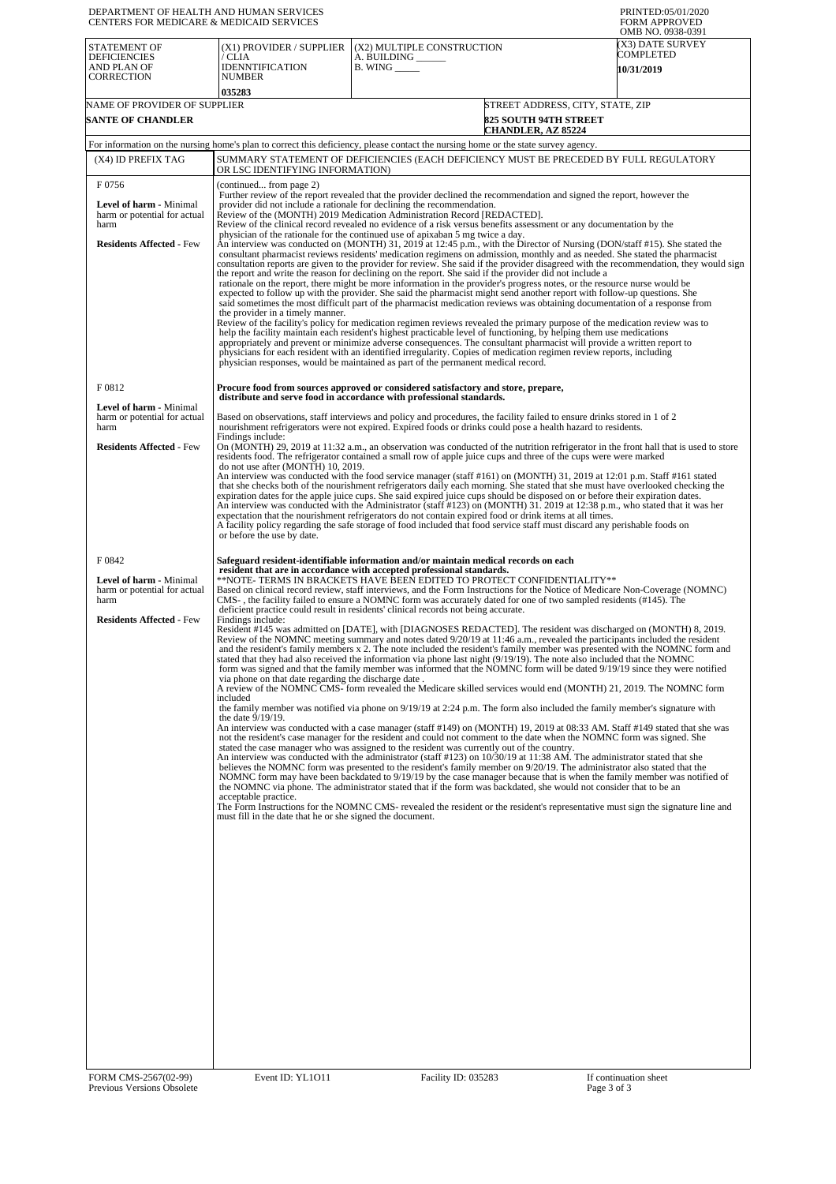DEPARTMENT OF HEALTH AND HUMAN SERVICES
CENTERS FOR MEDICARE & MEDICAID SERVICES

PRINTED:05/01/2020
FORM APPROVED
OMB NO. 0938-0391

| STATEMENT OF DEFICIENCIES AND PLAN OF CORRECTION | (X1) PROVIDER / SUPPLIER / CLIA IDENNTIFICATION NUMBER | (X2) MULTIPLE CONSTRUCTION A. BUILDING ______ B. WING _____ | (X3) DATE SURVEY COMPLETED |
|---|---|---|---|
| | 035283 | | 10/31/2019 |

| NAME OF PROVIDER OF SUPPLIER | STREET ADDRESS, CITY, STATE, ZIP |
|---|---|
| SANTE OF CHANDLER | 825 SOUTH 94TH STREET CHANDLER, AZ 85224 |

For information on the nursing home's plan to correct this deficiency, please contact the nursing home or the state survey agency.

| (X4) ID PREFIX TAG | SUMMARY STATEMENT OF DEFICIENCIES (EACH DEFICIENCY MUST BE PRECEDED BY FULL REGULATORY OR LSC IDENTIFYING INFORMATION) |
|---|---|
| F 0756<br><br>**Level of harm** - Minimal harm or potential for actual harm<br><br>**Residents Affected** - Few | (continued... from page 2)<br>Further review of the report revealed that the provider declined the recommendation and signed the report, however the provider did not include a rationale for declining the recommendation.<br>Review of the (MONTH) 2019 Medication Administration Record [REDACTED].<br>Review of the clinical record revealed no evidence of a risk versus benefits assessment or any documentation by the physician of the rationale for the continued use of apixaban 5 mg twice a day.<br>An interview was conducted on (MONTH) 31, 2019 at 12:45 p.m., with the Director of Nursing (DON/staff #15). She stated the consultant pharmacist reviews residents' medication regimens on admission, monthly and as needed. She stated the pharmacist consultation reports are given to the provider for review. She said if the provider disagreed with the recommendation, they would sign the report and write the reason for declining on the report. She said if the provider did not include a rationale on the report, there might be more information in the provider's progress notes, or the resource nurse would be expected to follow up with the provider. She said the pharmacist might send another report with follow-up questions. She said sometimes the most difficult part of the pharmacist medication reviews was obtaining documentation of a response from the provider in a timely manner.<br>Review of the facility's policy for medication regimen reviews revealed the primary purpose of the medication review was to help the facility maintain each resident's highest practicable level of functioning, by helping them use medications appropriately and prevent or minimize adverse consequences. The consultant pharmacist will provide a written report to physicians for each resident with an identified irregularity. Copies of medication regimen review reports, including physician responses, would be maintained as part of the permanent medical record. |
| F 0812<br><br>**Level of harm** - Minimal harm or potential for actual harm<br><br>**Residents Affected** - Few | **Procure food from sources approved or considered satisfactory and store, prepare, distribute and serve food in accordance with professional standards.**<br><br>Based on observations, staff interviews and policy and procedures, the facility failed to ensure drinks stored in 1 of 2 nourishment refrigerators were not expired. Expired foods or drinks could pose a health hazard to residents.<br>Findings include:<br>On (MONTH) 29, 2019 at 11:32 a.m., an observation was conducted of the nutrition refrigerator in the front hall that is used to store residents food. The refrigerator contained a small row of apple juice cups and three of the cups were were marked do not use after (MONTH) 10, 2019.<br>An interview was conducted with the food service manager (staff #161) on (MONTH) 31, 2019 at 12:01 p.m. Staff #161 stated that she checks both of the nourishment refrigerators daily each morning. She stated that she must have overlooked checking the expiration dates for the apple juice cups. She said expired juice cups should be disposed on or before their expiration dates.<br>An interview was conducted with the Administrator (staff #123) on (MONTH) 31. 2019 at 12:38 p.m., who stated that it was her expectation that the nourishment refrigerators do not contain expired food or drink items at all times.<br>A facility policy regarding the safe storage of food included that food service staff must discard any perishable foods on or before the use by date. |
| F 0842<br><br>**Level of harm** - Minimal harm or potential for actual harm<br><br>**Residents Affected** - Few | **Safeguard resident-identifiable information and/or maintain medical records on each resident that are in accordance with accepted professional standards.**<br>**NOTE- TERMS IN BRACKETS HAVE BEEN EDITED TO PROTECT CONFIDENTIALITY**<br>Based on clinical record review, staff interviews, and the Form Instructions for the Notice of Medicare Non-Coverage (NOMNC) CMS- , the facility failed to ensure a NOMNC form was accurately dated for one of two sampled residents (#145). The deficient practice could result in residents' clinical records not being accurate.<br>Findings include:<br>Resident #145 was admitted on [DATE], with [DIAGNOSES REDACTED]. The resident was discharged on (MONTH) 8, 2019.<br>Review of the NOMNC meeting summary and notes dated 9/20/19 at 11:46 a.m., revealed the participants included the resident and the resident's family members x 2. The note included the resident's family member was presented with the NOMNC form and stated that they had also received the information via phone last night (9/19/19). The note also included that the NOMNC form was signed and that the family member was informed that the NOMNC form will be dated 9/19/19 since they were notified via phone on that date regarding the discharge date .<br>A review of the NOMNC CMS- form revealed the Medicare skilled services would end (MONTH) 21, 2019. The NOMNC form included<br>the family member was notified via phone on 9/19/19 at 2:24 p.m. The form also included the family member's signature with the date 9/19/19.<br>An interview was conducted with a case manager (staff #149) on (MONTH) 19, 2019 at 08:33 AM. Staff #149 stated that she was not the resident's case manager for the resident and could not comment to the date when the NOMNC form was signed. She stated the case manager who was assigned to the resident was currently out of the country.<br>An interview was conducted with the administrator (staff #123) on 10/30/19 at 11:38 AM. The administrator stated that she believes the NOMNC form was presented to the resident's family member on 9/20/19. The administrator also stated that the NOMNC form may have been backdated to 9/19/19 by the case manager because that is when the family member was notified of the NOMNC via phone. The administrator stated that if the form was backdated, she would not consider that to be an acceptable practice.<br>The Form Instructions for the NOMNC CMS- revealed the resident or the resident's representative must sign the signature line and must fill in the date that he or she signed the document. |

FORM CMS-2567(02-99) Previous Versions Obsolete | Event ID: YL1O11 | Facility ID: 035283 | If continuation sheet